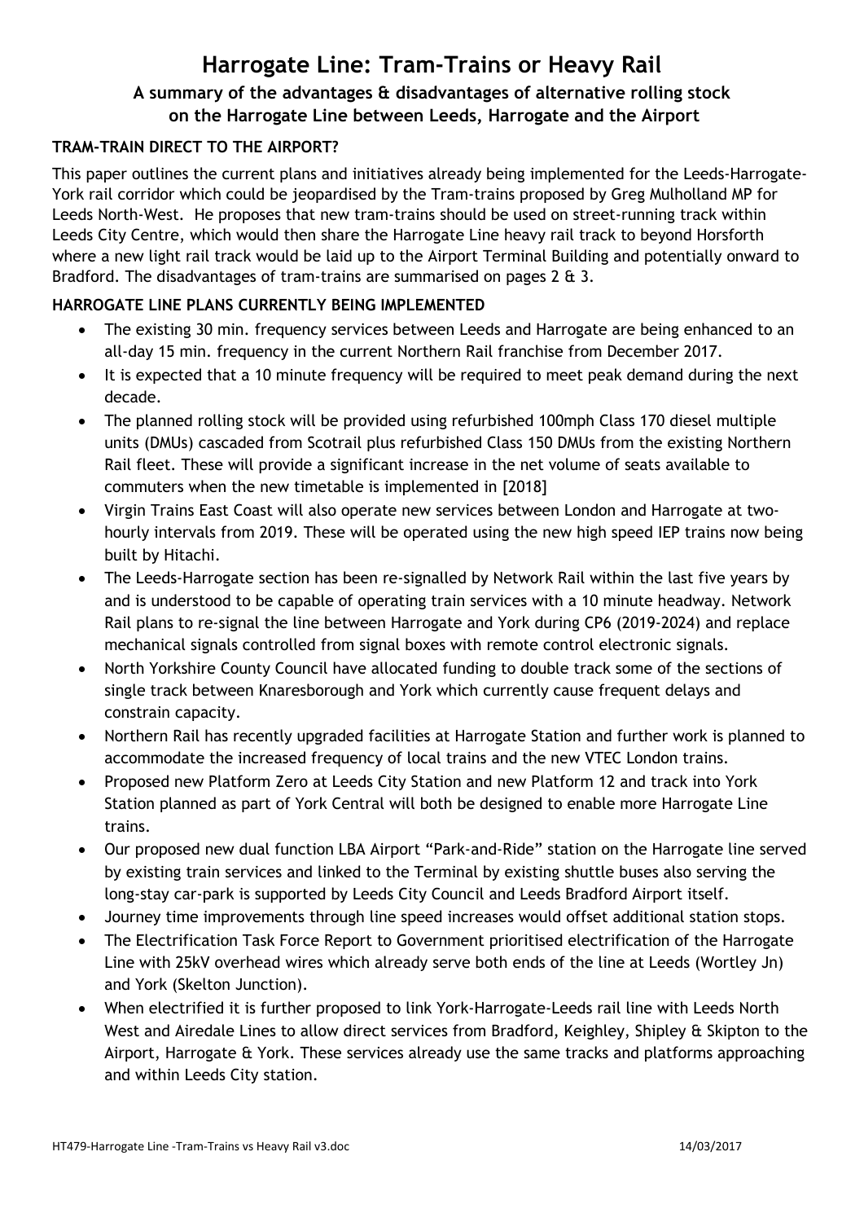# Harrogate Line: Tram-Trains or Heavy Rail

### A summary of the advantages & disadvantages of alternative rolling stock on the Harrogate Line between Leeds, Harrogate and the Airport

**TRAM-TRAIN DIRECT TO THE AIRPORT?**

This paper outlines the current plans and initiatives already being implemented for the Leeds-Harrogate-York rail corridor which could be jeopardised by the Tram-trains proposed by Greg Mulholland MP for Leeds North-West. He proposes that new tram-trains should be used on street-running track within Leeds City Centre, which would then share the Harrogate Line heavy rail track to beyond Horsforth where a new light rail track would be laid up to the Airport Terminal Building and potentially onward to Bradford. The disadvantages of tram-trains are summarised on pages 2 & 3.

**HARROGATE LINE PLANS CURRENTLY BEING IMPLEMENTED**

- The existing 30 min. frequency services between Leeds and Harrogate are being enhanced to an all-day 15 min. frequency in the current Northern Rail franchise from December 2017.
- It is expected that a 10 minute frequency will be required to meet peak demand during the next decade.
- The planned rolling stock will be provided using refurbished 100mph Class 170 diesel multiple units (DMUs) cascaded from Scotrail plus refurbished Class 150 DMUs from the existing Northern Rail fleet. These will provide a significant increase in the net volume of seats available to commuters when the new timetable is implemented in [2018]
- Virgin Trains East Coast will also operate new services between London and Harrogate at two-hourly intervals from 2019. These will be operated using the new high speed IEP trains now being built by Hitachi.
- The Leeds-Harrogate section has been re-signalled by Network Rail within the last five years by and is understood to be capable of operating train services with a 10 minute headway. Network Rail plans to re-signal the line between Harrogate and York during CP6 (2019-2024) and replace mechanical signals controlled from signal boxes with remote control electronic signals.
- North Yorkshire County Council have allocated funding to double track some of the sections of single track between Knaresborough and York which currently cause frequent delays and constrain capacity.
- Northern Rail has recently upgraded facilities at Harrogate Station and further work is planned to accommodate the increased frequency of local trains and the new VTEC London trains.
- Proposed new Platform Zero at Leeds City Station and new Platform 12 and track into York Station planned as part of York Central will both be designed to enable more Harrogate Line trains.
- Our proposed new dual function LBA Airport "Park-and-Ride" station on the Harrogate line served by existing train services and linked to the Terminal by existing shuttle buses also serving the long-stay car-park is supported by Leeds City Council and Leeds Bradford Airport itself.
- Journey time improvements through line speed increases would offset additional station stops.
- The Electrification Task Force Report to Government prioritised electrification of the Harrogate Line with 25kV overhead wires which already serve both ends of the line at Leeds (Wortley Jn) and York (Skelton Junction).
- When electrified it is further proposed to link York-Harrogate-Leeds rail line with Leeds North West and Airedale Lines to allow direct services from Bradford, Keighley, Shipley & Skipton to the Airport, Harrogate & York. These services already use the same tracks and platforms approaching and within Leeds City station.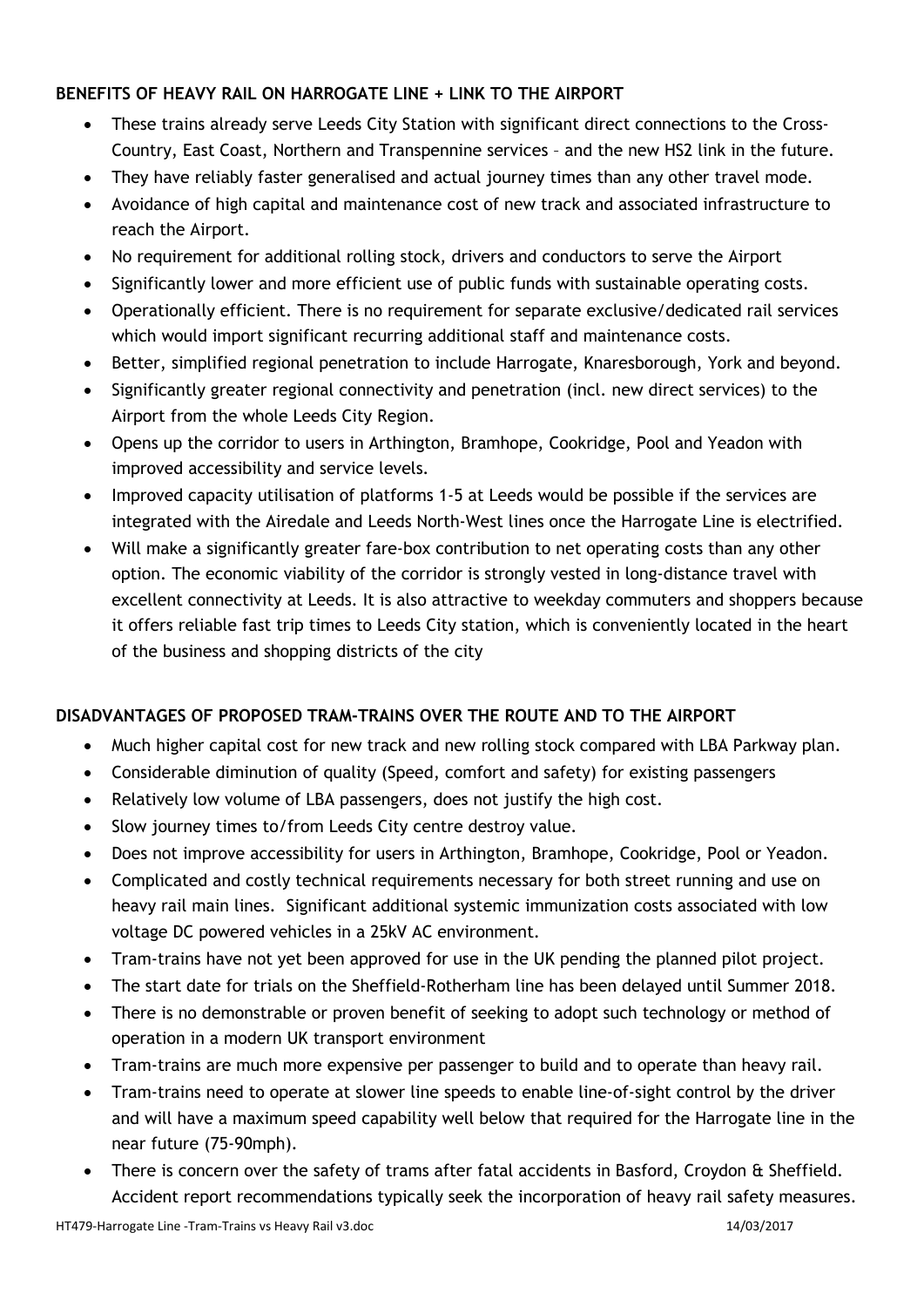**BENEFITS OF HEAVY RAIL ON HARROGATE LINE + LINK TO THE AIRPORT**

- These trains already serve Leeds City Station with significant direct connections to the Cross-Country, East Coast, Northern and Transpennine services – and the new HS2 link in the future.
- They have reliably faster generalised and actual journey times than any other travel mode.
- Avoidance of high capital and maintenance cost of new track and associated infrastructure to reach the Airport.
- No requirement for additional rolling stock, drivers and conductors to serve the Airport
- Significantly lower and more efficient use of public funds with sustainable operating costs.
- Operationally efficient. There is no requirement for separate exclusive/dedicated rail services which would import significant recurring additional staff and maintenance costs.
- Better, simplified regional penetration to include Harrogate, Knaresborough, York and beyond.
- Significantly greater regional connectivity and penetration (incl. new direct services) to the Airport from the whole Leeds City Region.
- Opens up the corridor to users in Arthington, Bramhope, Cookridge, Pool and Yeadon with improved accessibility and service levels.
- Improved capacity utilisation of platforms 1-5 at Leeds would be possible if the services are integrated with the Airedale and Leeds North-West lines once the Harrogate Line is electrified.
- Will make a significantly greater fare-box contribution to net operating costs than any other option. The economic viability of the corridor is strongly vested in long-distance travel with excellent connectivity at Leeds. It is also attractive to weekday commuters and shoppers because it offers reliable fast trip times to Leeds City station, which is conveniently located in the heart of the business and shopping districts of the city

**DISADVANTAGES OF PROPOSED TRAM-TRAINS OVER THE ROUTE AND TO THE AIRPORT**

- Much higher capital cost for new track and new rolling stock compared with LBA Parkway plan.
- Considerable diminution of quality (Speed, comfort and safety) for existing passengers
- Relatively low volume of LBA passengers, does not justify the high cost.
- Slow journey times to/from Leeds City centre destroy value.
- Does not improve accessibility for users in Arthington, Bramhope, Cookridge, Pool or Yeadon.
- Complicated and costly technical requirements necessary for both street running and use on heavy rail main lines. Significant additional systemic immunization costs associated with low voltage DC powered vehicles in a 25kV AC environment.
- Tram-trains have not yet been approved for use in the UK pending the planned pilot project.
- The start date for trials on the Sheffield-Rotherham line has been delayed until Summer 2018.
- There is no demonstrable or proven benefit of seeking to adopt such technology or method of operation in a modern UK transport environment
- Tram-trains are much more expensive per passenger to build and to operate than heavy rail.
- Tram-trains need to operate at slower line speeds to enable line-of-sight control by the driver and will have a maximum speed capability well below that required for the Harrogate line in the near future (75-90mph).
- There is concern over the safety of trams after fatal accidents in Basford, Croydon & Sheffield. Accident report recommendations typically seek the incorporation of heavy rail safety measures.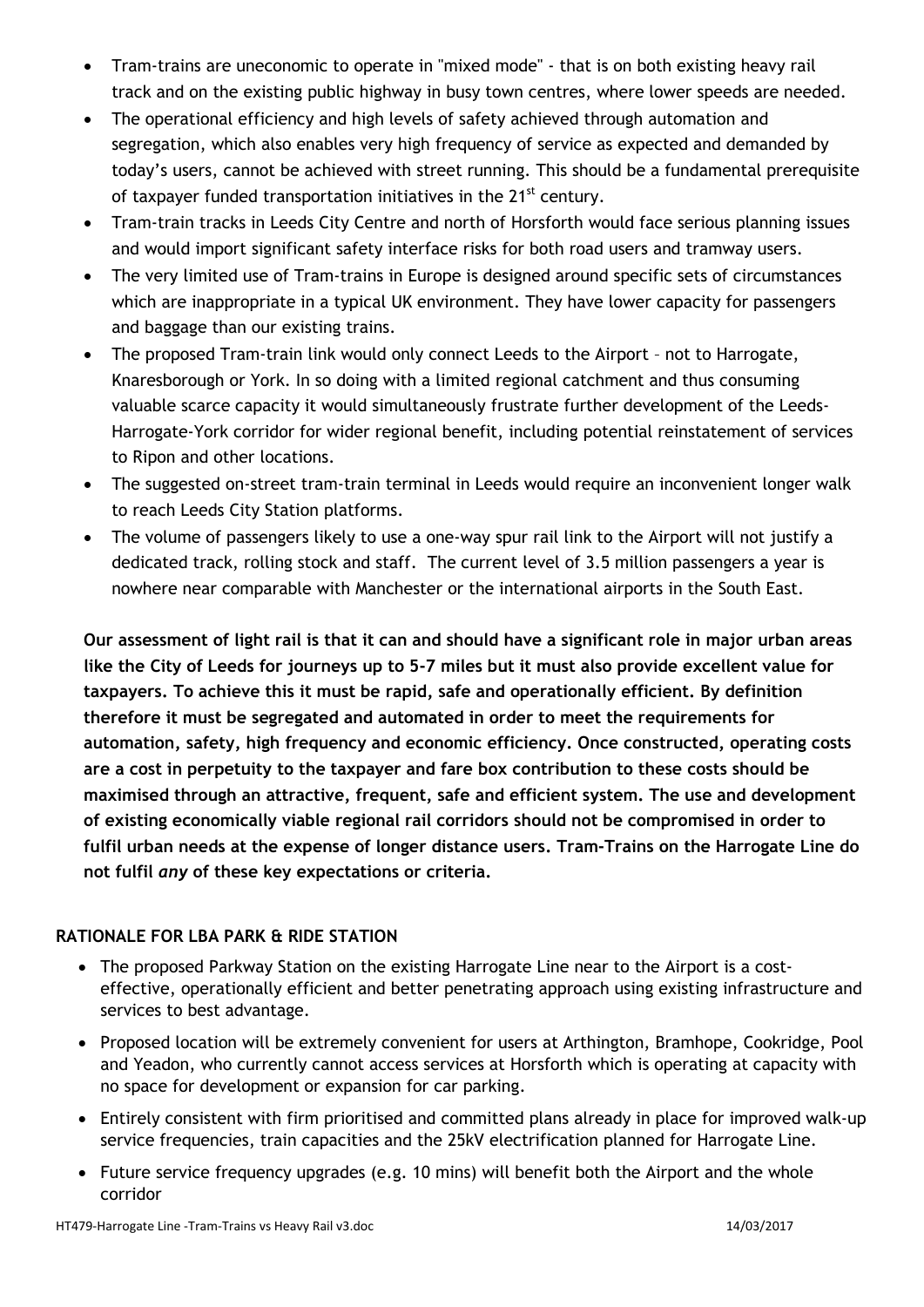- Tram-trains are uneconomic to operate in "mixed mode" - that is on both existing heavy rail track and on the existing public highway in busy town centres, where lower speeds are needed.
- The operational efficiency and high levels of safety achieved through automation and segregation, which also enables very high frequency of service as expected and demanded by today's users, cannot be achieved with street running. This should be a fundamental prerequisite of taxpayer funded transportation initiatives in the 21st century.
- Tram-train tracks in Leeds City Centre and north of Horsforth would face serious planning issues and would import significant safety interface risks for both road users and tramway users.
- The very limited use of Tram-trains in Europe is designed around specific sets of circumstances which are inappropriate in a typical UK environment. They have lower capacity for passengers and baggage than our existing trains.
- The proposed Tram-train link would only connect Leeds to the Airport – not to Harrogate, Knaresborough or York. In so doing with a limited regional catchment and thus consuming valuable scarce capacity it would simultaneously frustrate further development of the Leeds-Harrogate-York corridor for wider regional benefit, including potential reinstatement of services to Ripon and other locations.
- The suggested on-street tram-train terminal in Leeds would require an inconvenient longer walk to reach Leeds City Station platforms.
- The volume of passengers likely to use a one-way spur rail link to the Airport will not justify a dedicated track, rolling stock and staff. The current level of 3.5 million passengers a year is nowhere near comparable with Manchester or the international airports in the South East.

**Our assessment of light rail is that it can and should have a significant role in major urban areas like the City of Leeds for journeys up to 5-7 miles but it must also provide excellent value for taxpayers. To achieve this it must be rapid, safe and operationally efficient. By definition therefore it must be segregated and automated in order to meet the requirements for automation, safety, high frequency and economic efficiency. Once constructed, operating costs are a cost in perpetuity to the taxpayer and fare box contribution to these costs should be maximised through an attractive, frequent, safe and efficient system. The use and development of existing economically viable regional rail corridors should not be compromised in order to fulfil urban needs at the expense of longer distance users. Tram-Trains on the Harrogate Line do not fulfil *any* of these key expectations or criteria.**

**RATIONALE FOR LBA PARK & RIDE STATION**

- The proposed Parkway Station on the existing Harrogate Line near to the Airport is a cost-effective, operationally efficient and better penetrating approach using existing infrastructure and services to best advantage.
- Proposed location will be extremely convenient for users at Arthington, Bramhope, Cookridge, Pool and Yeadon, who currently cannot access services at Horsforth which is operating at capacity with no space for development or expansion for car parking.
- Entirely consistent with firm prioritised and committed plans already in place for improved walk-up service frequencies, train capacities and the 25kV electrification planned for Harrogate Line.
- Future service frequency upgrades (e.g. 10 mins) will benefit both the Airport and the whole corridor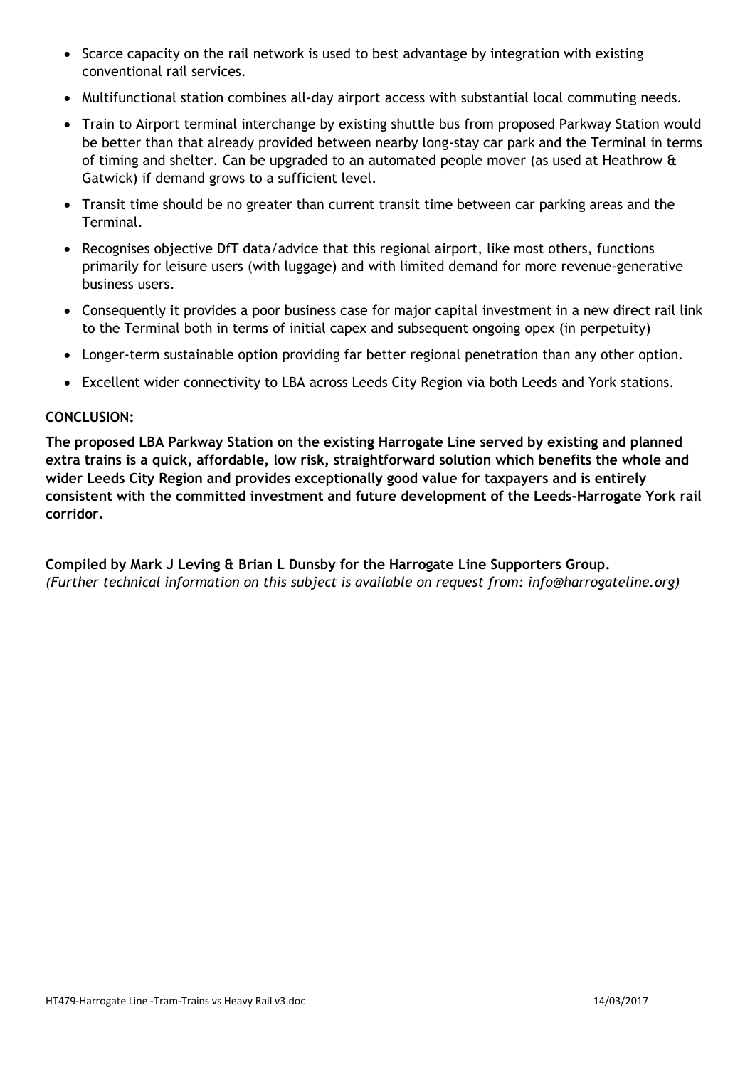- Scarce capacity on the rail network is used to best advantage by integration with existing conventional rail services.
- Multifunctional station combines all-day airport access with substantial local commuting needs.
- Train to Airport terminal interchange by existing shuttle bus from proposed Parkway Station would be better than that already provided between nearby long-stay car park and the Terminal in terms of timing and shelter. Can be upgraded to an automated people mover (as used at Heathrow & Gatwick) if demand grows to a sufficient level.
- Transit time should be no greater than current transit time between car parking areas and the Terminal.
- Recognises objective DfT data/advice that this regional airport, like most others, functions primarily for leisure users (with luggage) and with limited demand for more revenue-generative business users.
- Consequently it provides a poor business case for major capital investment in a new direct rail link to the Terminal both in terms of initial capex and subsequent ongoing opex (in perpetuity)
- Longer-term sustainable option providing far better regional penetration than any other option.
- Excellent wider connectivity to LBA across Leeds City Region via both Leeds and York stations.

**CONCLUSION:**

**The proposed LBA Parkway Station on the existing Harrogate Line served by existing and planned extra trains is a quick, affordable, low risk, straightforward solution which benefits the whole and wider Leeds City Region and provides exceptionally good value for taxpayers and is entirely consistent with the committed investment and future development of the Leeds-Harrogate York rail corridor.**

**Compiled by Mark J Leving & Brian L Dunsby for the Harrogate Line Supporters Group.**
*(Further technical information on this subject is available on request from: info@harrogateline.org)*